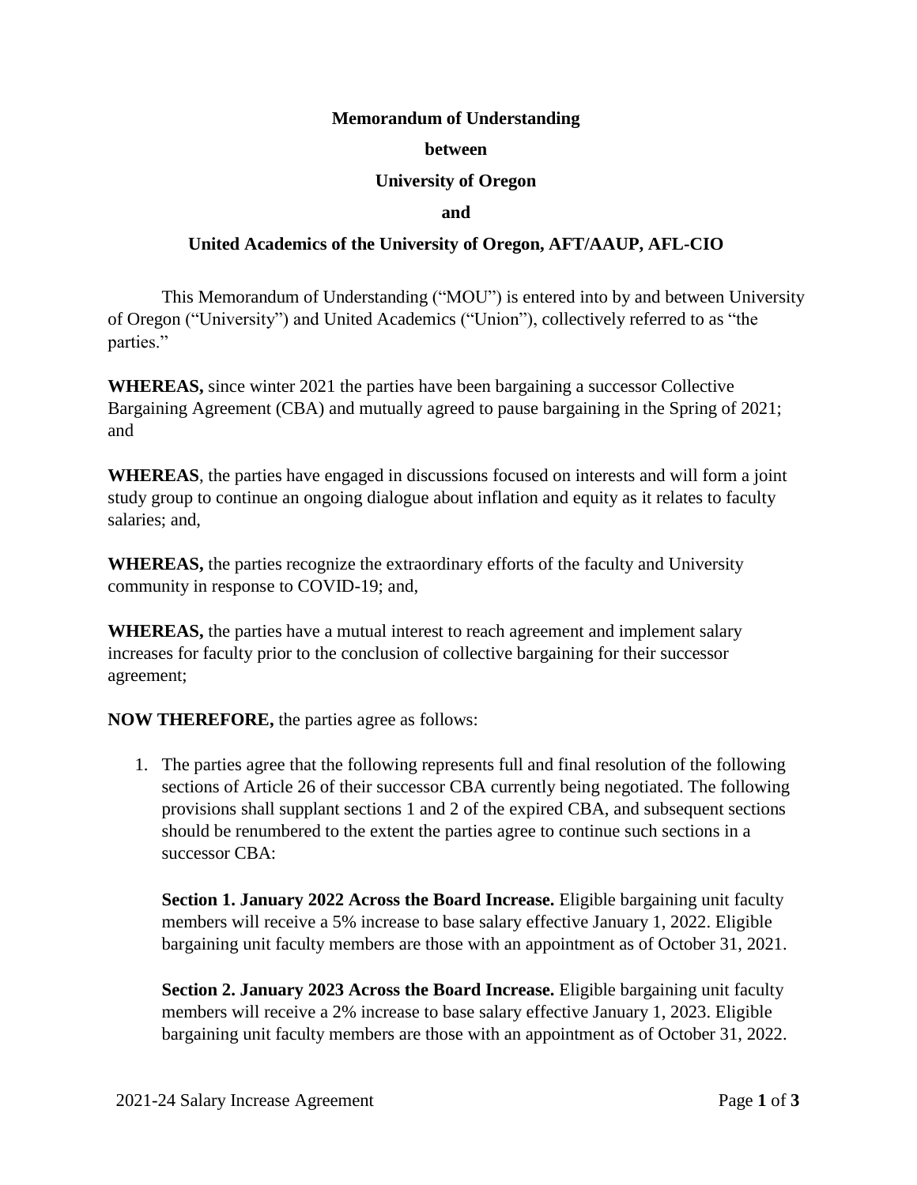**Memorandum of Understanding**

**between**

**University of Oregon**

**and**

**United Academics of the University of Oregon, AFT/AAUP, AFL-CIO**

This Memorandum of Understanding ("MOU") is entered into by and between University of Oregon ("University") and United Academics ("Union"), collectively referred to as "the parties."

**WHEREAS,** since winter 2021 the parties have been bargaining a successor Collective Bargaining Agreement (CBA) and mutually agreed to pause bargaining in the Spring of 2021; and

**WHEREAS**, the parties have engaged in discussions focused on interests and will form a joint study group to continue an ongoing dialogue about inflation and equity as it relates to faculty salaries; and,

**WHEREAS,** the parties recognize the extraordinary efforts of the faculty and University community in response to COVID-19; and,

**WHEREAS,** the parties have a mutual interest to reach agreement and implement salary increases for faculty prior to the conclusion of collective bargaining for their successor agreement;

**NOW THEREFORE,** the parties agree as follows:

1. The parties agree that the following represents full and final resolution of the following sections of Article 26 of their successor CBA currently being negotiated. The following provisions shall supplant sections 1 and 2 of the expired CBA, and subsequent sections should be renumbered to the extent the parties agree to continue such sections in a successor CBA:

   **Section 1. January 2022 Across the Board Increase.** Eligible bargaining unit faculty members will receive a 5% increase to base salary effective January 1, 2022. Eligible bargaining unit faculty members are those with an appointment as of October 31, 2021.

   **Section 2. January 2023 Across the Board Increase.** Eligible bargaining unit faculty members will receive a 2% increase to base salary effective January 1, 2023. Eligible bargaining unit faculty members are those with an appointment as of October 31, 2022.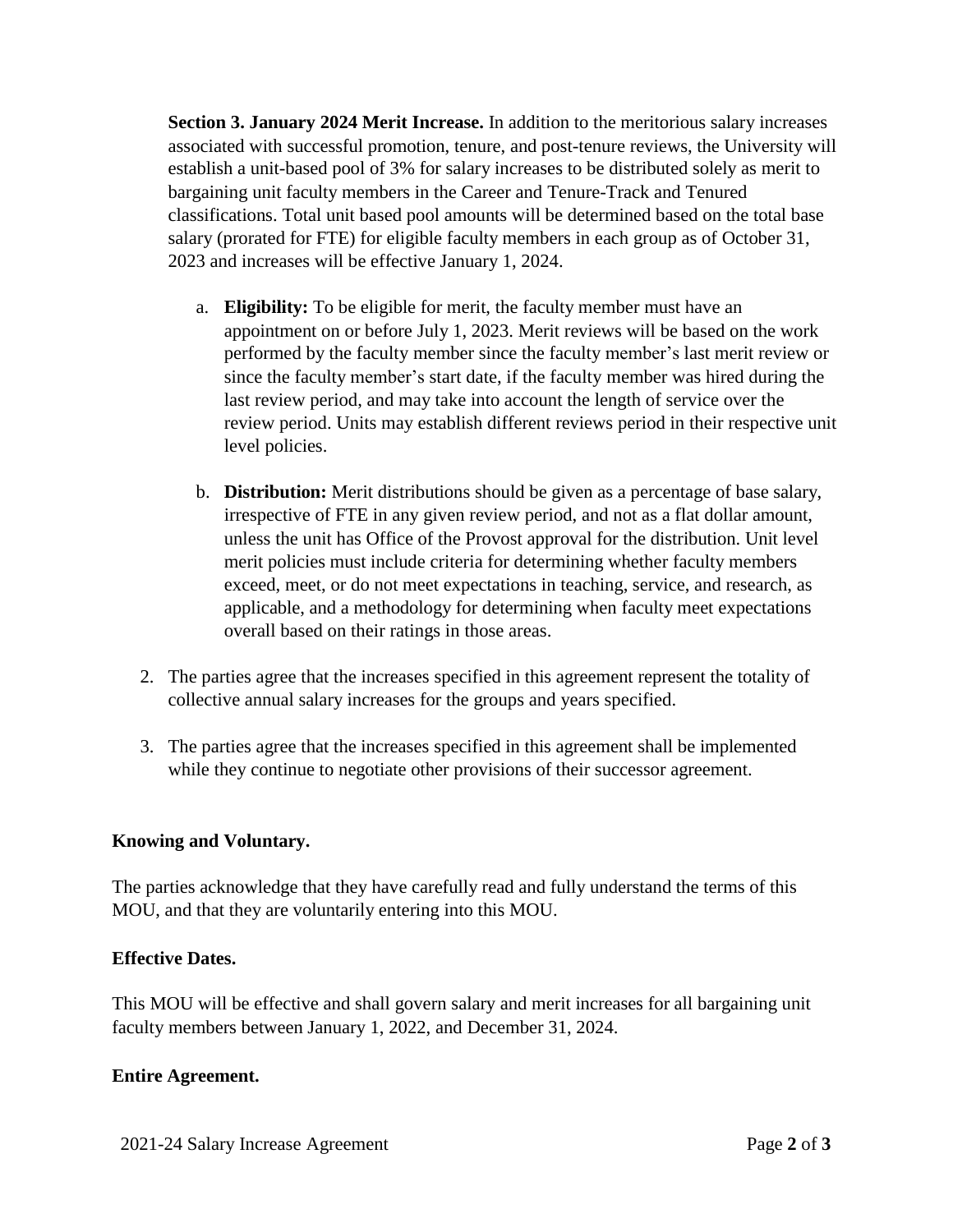**Section 3. January 2024 Merit Increase.** In addition to the meritorious salary increases associated with successful promotion, tenure, and post-tenure reviews, the University will establish a unit-based pool of 3% for salary increases to be distributed solely as merit to bargaining unit faculty members in the Career and Tenure-Track and Tenured classifications. Total unit based pool amounts will be determined based on the total base salary (prorated for FTE) for eligible faculty members in each group as of October 31, 2023 and increases will be effective January 1, 2024.

a. **Eligibility:** To be eligible for merit, the faculty member must have an appointment on or before July 1, 2023. Merit reviews will be based on the work performed by the faculty member since the faculty member's last merit review or since the faculty member's start date, if the faculty member was hired during the last review period, and may take into account the length of service over the review period. Units may establish different reviews period in their respective unit level policies.

b. **Distribution:** Merit distributions should be given as a percentage of base salary, irrespective of FTE in any given review period, and not as a flat dollar amount, unless the unit has Office of the Provost approval for the distribution. Unit level merit policies must include criteria for determining whether faculty members exceed, meet, or do not meet expectations in teaching, service, and research, as applicable, and a methodology for determining when faculty meet expectations overall based on their ratings in those areas.

2. The parties agree that the increases specified in this agreement represent the totality of collective annual salary increases for the groups and years specified.

3. The parties agree that the increases specified in this agreement shall be implemented while they continue to negotiate other provisions of their successor agreement.

**Knowing and Voluntary.**

The parties acknowledge that they have carefully read and fully understand the terms of this MOU, and that they are voluntarily entering into this MOU.

**Effective Dates.**

This MOU will be effective and shall govern salary and merit increases for all bargaining unit faculty members between January 1, 2022, and December 31, 2024.

**Entire Agreement.**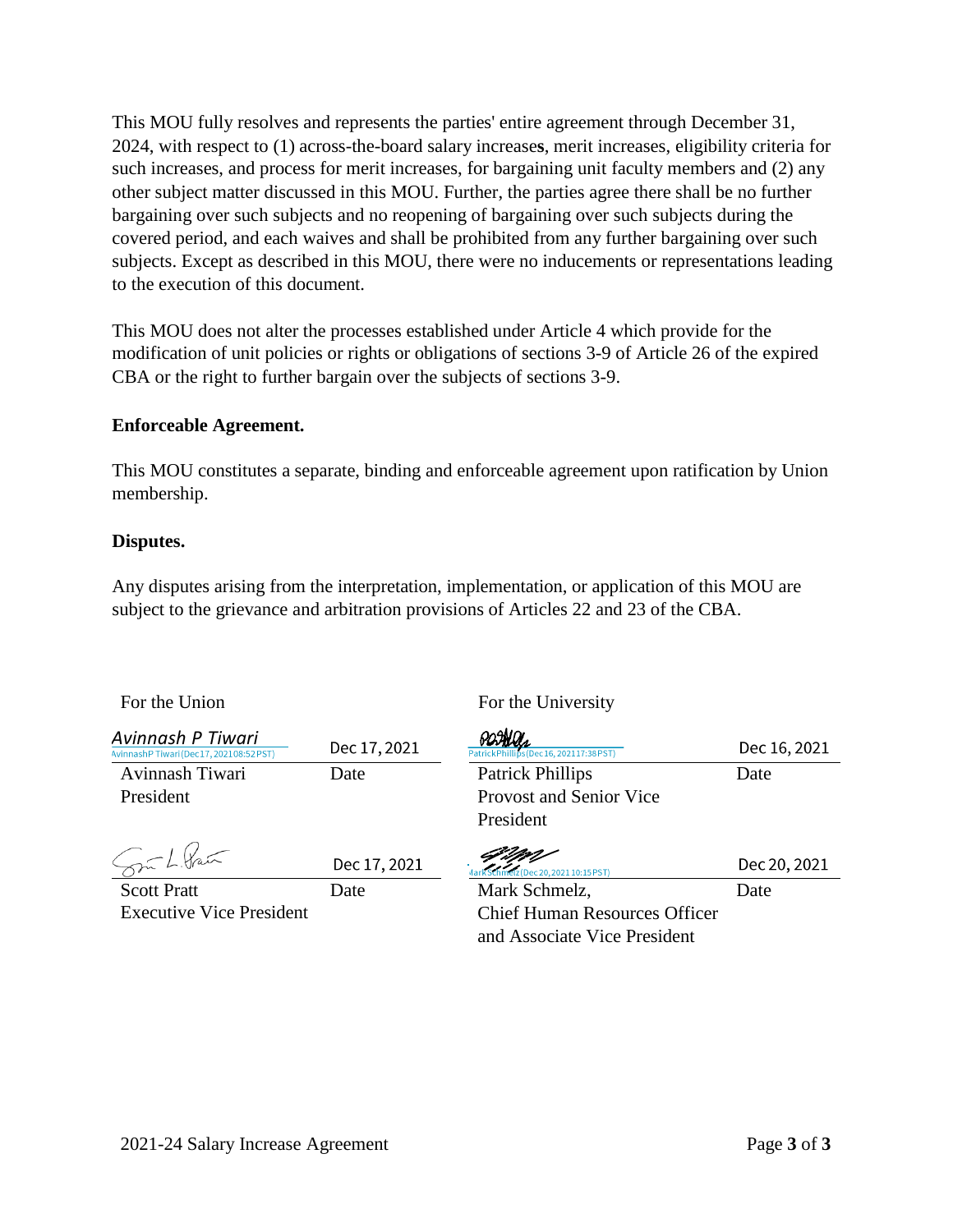This MOU fully resolves and represents the parties' entire agreement through December 31, 2024, with respect to (1) across-the-board salary increase**s**, merit increases, eligibility criteria for such increases, and process for merit increases, for bargaining unit faculty members and (2) any other subject matter discussed in this MOU. Further, the parties agree there shall be no further bargaining over such subjects and no reopening of bargaining over such subjects during the covered period, and each waives and shall be prohibited from any further bargaining over such subjects. Except as described in this MOU, there were no inducements or representations leading to the execution of this document.

This MOU does not alter the processes established under Article 4 which provide for the modification of unit policies or rights or obligations of sections 3-9 of Article 26 of the expired CBA or the right to further bargain over the subjects of sections 3-9.

**Enforceable Agreement.**

This MOU constitutes a separate, binding and enforceable agreement upon ratification by Union membership.

**Disputes.**

Any disputes arising from the interpretation, implementation, or application of this MOU are subject to the grievance and arbitration provisions of Articles 22 and 23 of the CBA.

| For the Union | | For the University | |
|---|---|---|---|
| *Avinnash P Tiwari* (AvinnashP Tiwari (Dec 17, 2021 08:52 PST)) | Dec 17, 2021 | (PatrickPhillips (Dec 16, 2021 17:38 PST)) | Dec 16, 2021 |
| Avinnash Tiwari<br>President | Date | Patrick Phillips<br>Provost and Senior Vice President | Date |
| | Dec 17, 2021 | (MarkSchmelz (Dec 20, 2021 10:15 PST)) | Dec 20, 2021 |
| Scott Pratt<br>Executive Vice President | Date | Mark Schmelz,<br>Chief Human Resources Officer and Associate Vice President | Date |